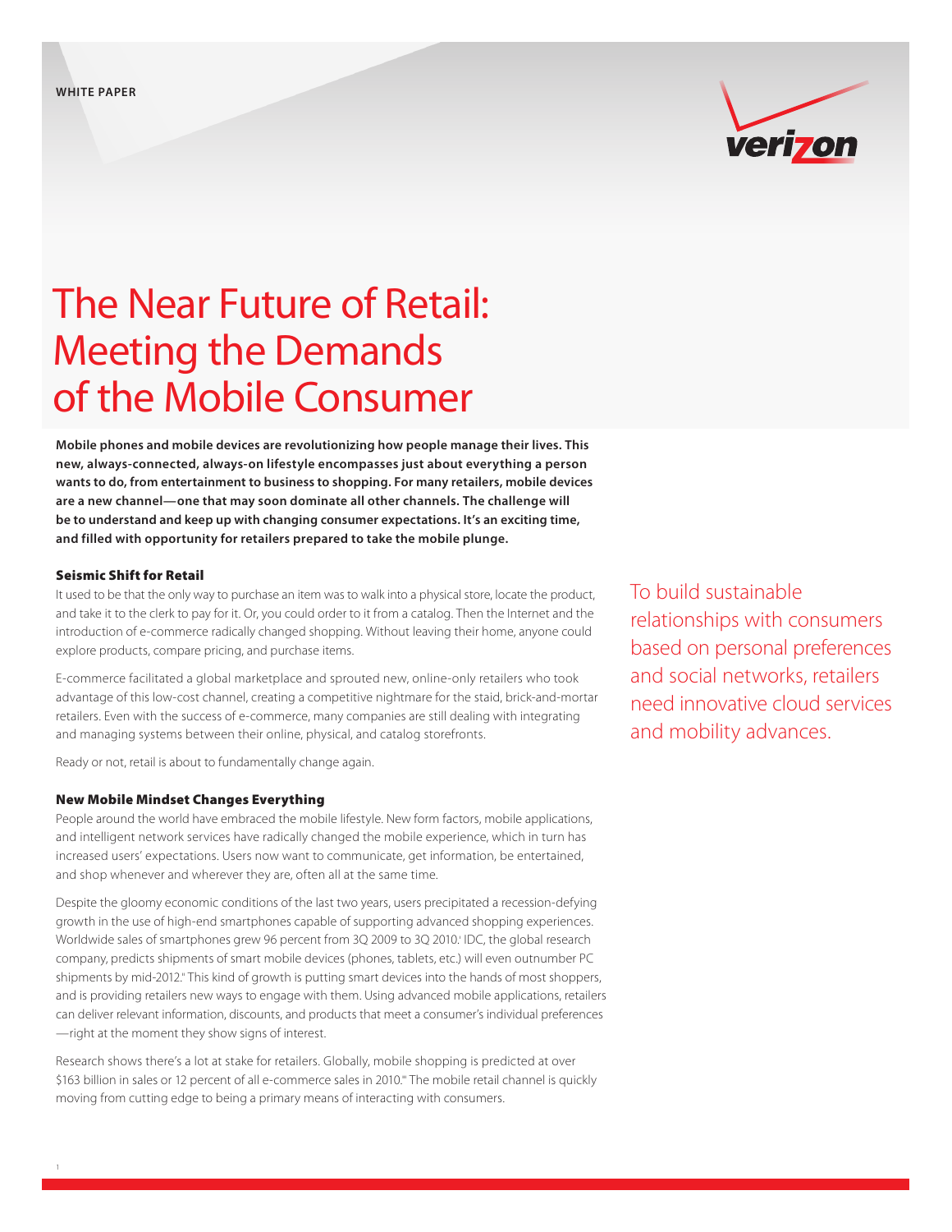WHITE PAPER

# The Near Future of Retail: Meeting the Demands of the Mobile Consumer

**Mobile phones and mobile devices are revolutionizing how people manage their lives. This new, always-connected, always-on lifestyle encompasses just about everything a person wants to do, from entertainment to business to shopping. For many retailers, mobile devices are a new channel—one that may soon dominate all other channels. The challenge will be to understand and keep up with changing consumer expectations. It's an exciting time, and filled with opportunity for retailers prepared to take the mobile plunge.**

## Seismic Shift for Retail

It used to be that the only way to purchase an item was to walk into a physical store, locate the product, and take it to the clerk to pay for it. Or, you could order to it from a catalog. Then the Internet and the introduction of e-commerce radically changed shopping. Without leaving their home, anyone could explore products, compare pricing, and purchase items.

E-commerce facilitated a global marketplace and sprouted new, online-only retailers who took advantage of this low-cost channel, creating a competitive nightmare for the staid, brick-and-mortar retailers. Even with the success of e-commerce, many companies are still dealing with integrating and managing systems between their online, physical, and catalog storefronts.

Ready or not, retail is about to fundamentally change again.

> To build sustainable relationships with consumers based on personal preferences and social networks, retailers need innovative cloud services and mobility advances.

## New Mobile Mindset Changes Everything

People around the world have embraced the mobile lifestyle. New form factors, mobile applications, and intelligent network services have radically changed the mobile experience, which in turn has increased users' expectations. Users now want to communicate, get information, be entertained, and shop whenever and wherever they are, often all at the same time.

Despite the gloomy economic conditions of the last two years, users precipitated a recession-defying growth in the use of high-end smartphones capable of supporting advanced shopping experiences. Worldwide sales of smartphones grew 96 percent from 3Q 2009 to 3Q 2010.[i] IDC, the global research company, predicts shipments of smart mobile devices (phones, tablets, etc.) will even outnumber PC shipments by mid-2012.[ii] This kind of growth is putting smart devices into the hands of most shoppers, and is providing retailers new ways to engage with them. Using advanced mobile applications, retailers can deliver relevant information, discounts, and products that meet a consumer's individual preferences —right at the moment they show signs of interest.

Research shows there's a lot at stake for retailers. Globally, mobile shopping is predicted at over $163 billion in sales or 12 percent of all e-commerce sales in 2010.[iii] The mobile retail channel is quickly moving from cutting edge to being a primary means of interacting with consumers.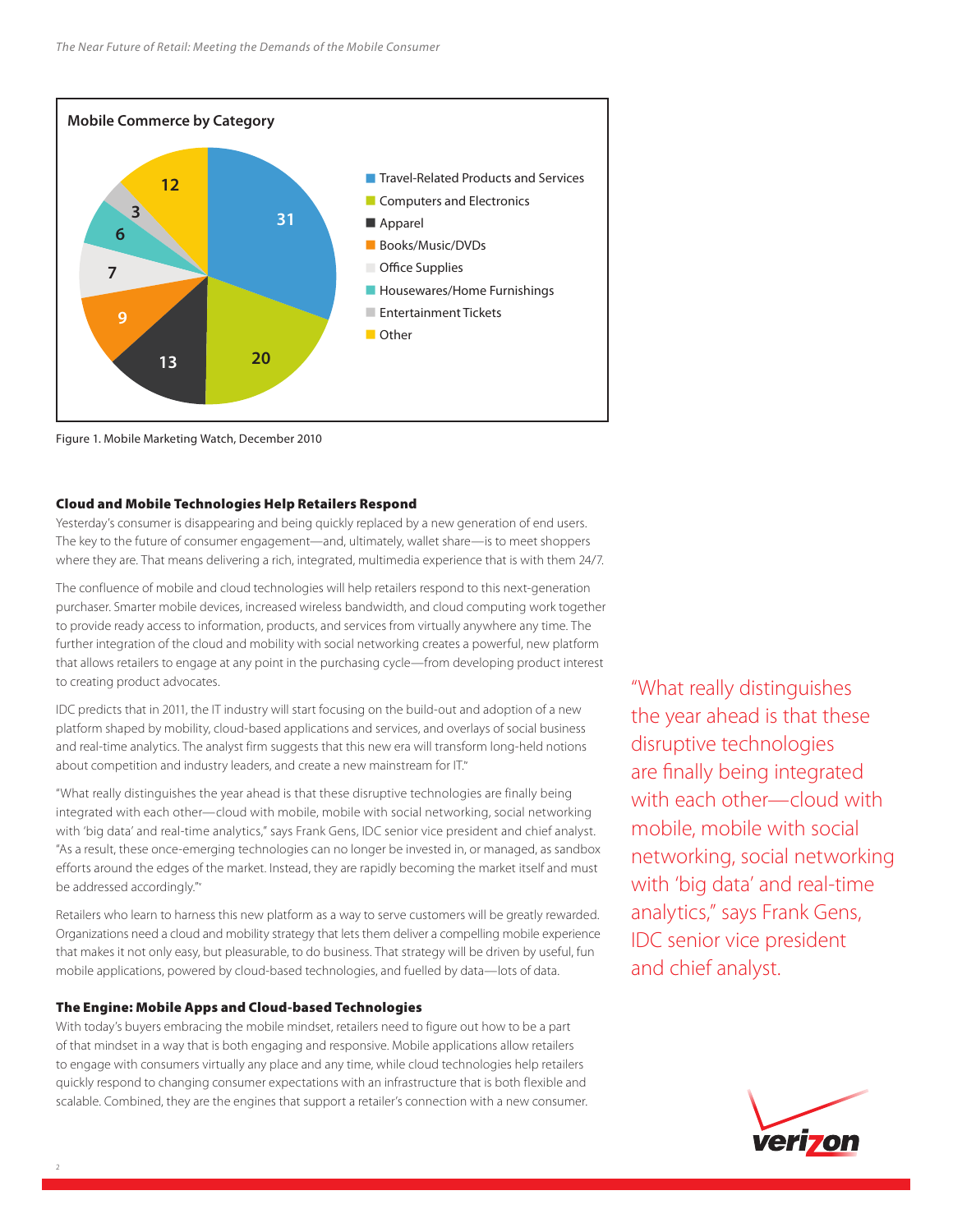**Mobile Commerce by Category**

| Category | Value |
|---|---|
| Travel-Related Products and Services | 31 |
| Computers and Electronics | 20 |
| Apparel | 13 |
| Books/Music/DVDs | 9 |
| Office Supplies | 7 |
| Housewares/Home Furnishings | 6 |
| Entertainment Tickets | 3 |
| Other | 12 |

Figure 1. Mobile Marketing Watch, December 2010

## Cloud and Mobile Technologies Help Retailers Respond

Yesterday's consumer is disappearing and being quickly replaced by a new generation of end users. The key to the future of consumer engagement—and, ultimately, wallet share—is to meet shoppers where they are. That means delivering a rich, integrated, multimedia experience that is with them 24/7.

The confluence of mobile and cloud technologies will help retailers respond to this next-generation purchaser. Smarter mobile devices, increased wireless bandwidth, and cloud computing work together to provide ready access to information, products, and services from virtually anywhere any time. The further integration of the cloud and mobility with social networking creates a powerful, new platform that allows retailers to engage at any point in the purchasing cycle—from developing product interest to creating product advocates.

IDC predicts that in 2011, the IT industry will start focusing on the build-out and adoption of a new platform shaped by mobility, cloud-based applications and services, and overlays of social business and real-time analytics. The analyst firm suggests that this new era will transform long-held notions about competition and industry leaders, and create a new mainstream for IT."

"What really distinguishes the year ahead is that these disruptive technologies are finally being integrated with each other—cloud with mobile, mobile with social networking, social networking with 'big data' and real-time analytics," says Frank Gens, IDC senior vice president and chief analyst. "As a result, these once-emerging technologies can no longer be invested in, or managed, as sandbox efforts around the edges of the market. Instead, they are rapidly becoming the market itself and must be addressed accordingly."

Retailers who learn to harness this new platform as a way to serve customers will be greatly rewarded. Organizations need a cloud and mobility strategy that lets them deliver a compelling mobile experience that makes it not only easy, but pleasurable, to do business. That strategy will be driven by useful, fun mobile applications, powered by cloud-based technologies, and fuelled by data—lots of data.

> "What really distinguishes the year ahead is that these disruptive technologies are finally being integrated with each other—cloud with mobile, mobile with social networking, social networking with 'big data' and real-time analytics," says Frank Gens, IDC senior vice president and chief analyst.

## The Engine: Mobile Apps and Cloud-based Technologies

With today's buyers embracing the mobile mindset, retailers need to figure out how to be a part of that mindset in a way that is both engaging and responsive. Mobile applications allow retailers to engage with consumers virtually any place and any time, while cloud technologies help retailers quickly respond to changing consumer expectations with an infrastructure that is both flexible and scalable. Combined, they are the engines that support a retailer's connection with a new consumer.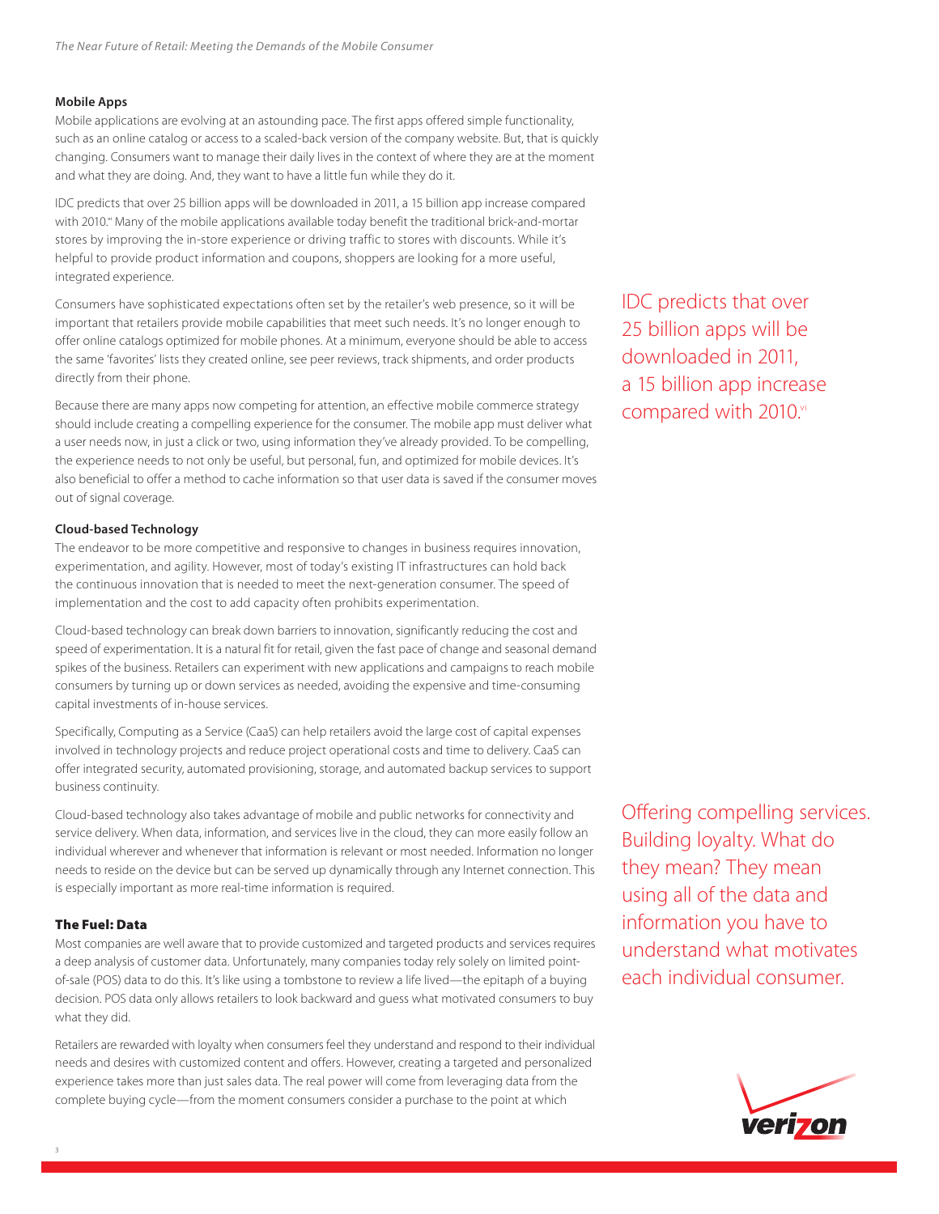### Mobile Apps

Mobile applications are evolving at an astounding pace. The first apps offered simple functionality, such as an online catalog or access to a scaled-back version of the company website. But, that is quickly changing. Consumers want to manage their daily lives in the context of where they are at the moment and what they are doing. And, they want to have a little fun while they do it.

IDC predicts that over 25 billion apps will be downloaded in 2011, a 15 billion app increase compared with 2010.[vi] Many of the mobile applications available today benefit the traditional brick-and-mortar stores by improving the in-store experience or driving traffic to stores with discounts. While it's helpful to provide product information and coupons, shoppers are looking for a more useful, integrated experience.

Consumers have sophisticated expectations often set by the retailer's web presence, so it will be important that retailers provide mobile capabilities that meet such needs. It's no longer enough to offer online catalogs optimized for mobile phones. At a minimum, everyone should be able to access the same 'favorites' lists they created online, see peer reviews, track shipments, and order products directly from their phone.

Because there are many apps now competing for attention, an effective mobile commerce strategy should include creating a compelling experience for the consumer. The mobile app must deliver what a user needs now, in just a click or two, using information they've already provided. To be compelling, the experience needs to not only be useful, but personal, fun, and optimized for mobile devices. It's also beneficial to offer a method to cache information so that user data is saved if the consumer moves out of signal coverage.

> IDC predicts that over 25 billion apps will be downloaded in 2011, a 15 billion app increase compared with 2010.[vi]

### Cloud-based Technology

The endeavor to be more competitive and responsive to changes in business requires innovation, experimentation, and agility. However, most of today's existing IT infrastructures can hold back the continuous innovation that is needed to meet the next-generation consumer. The speed of implementation and the cost to add capacity often prohibits experimentation.

Cloud-based technology can break down barriers to innovation, significantly reducing the cost and speed of experimentation. It is a natural fit for retail, given the fast pace of change and seasonal demand spikes of the business. Retailers can experiment with new applications and campaigns to reach mobile consumers by turning up or down services as needed, avoiding the expensive and time-consuming capital investments of in-house services.

Specifically, Computing as a Service (CaaS) can help retailers avoid the large cost of capital expenses involved in technology projects and reduce project operational costs and time to delivery. CaaS can offer integrated security, automated provisioning, storage, and automated backup services to support business continuity.

Cloud-based technology also takes advantage of mobile and public networks for connectivity and service delivery. When data, information, and services live in the cloud, they can more easily follow an individual wherever and whenever that information is relevant or most needed. Information no longer needs to reside on the device but can be served up dynamically through any Internet connection. This is especially important as more real-time information is required.

## The Fuel: Data

Most companies are well aware that to provide customized and targeted products and services requires a deep analysis of customer data. Unfortunately, many companies today rely solely on limited point-of-sale (POS) data to do this. It's like using a tombstone to review a life lived—the epitaph of a buying decision. POS data only allows retailers to look backward and guess what motivated consumers to buy what they did.

> Offering compelling services. Building loyalty. What do they mean? They mean using all of the data and information you have to understand what motivates each individual consumer.

Retailers are rewarded with loyalty when consumers feel they understand and respond to their individual needs and desires with customized content and offers. However, creating a targeted and personalized experience takes more than just sales data. The real power will come from leveraging data from the complete buying cycle—from the moment consumers consider a purchase to the point at which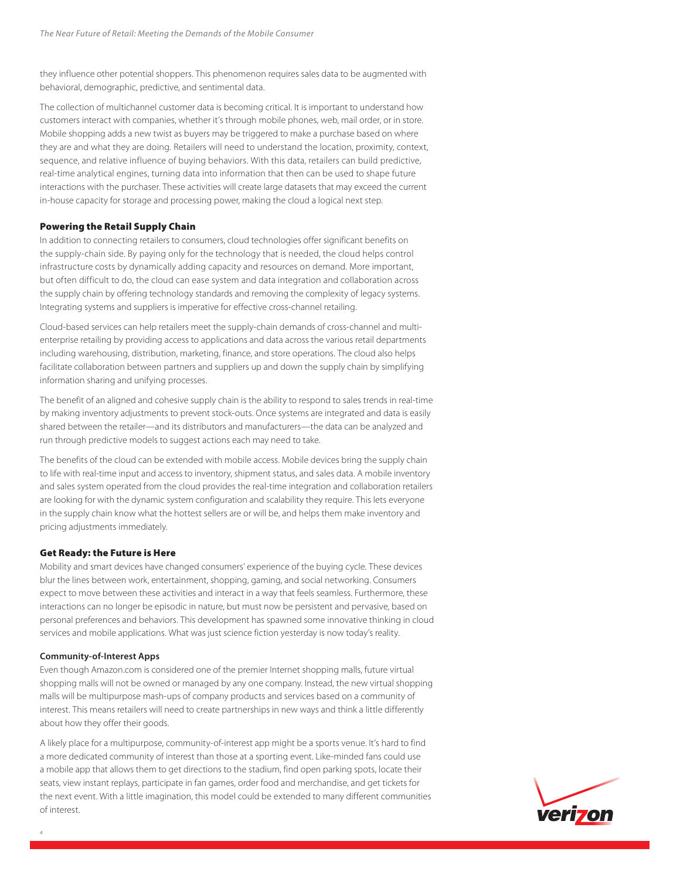they influence other potential shoppers. This phenomenon requires sales data to be augmented with behavioral, demographic, predictive, and sentimental data.

The collection of multichannel customer data is becoming critical. It is important to understand how customers interact with companies, whether it's through mobile phones, web, mail order, or in store. Mobile shopping adds a new twist as buyers may be triggered to make a purchase based on where they are and what they are doing. Retailers will need to understand the location, proximity, context, sequence, and relative influence of buying behaviors. With this data, retailers can build predictive, real-time analytical engines, turning data into information that then can be used to shape future interactions with the purchaser. These activities will create large datasets that may exceed the current in-house capacity for storage and processing power, making the cloud a logical next step.

## Powering the Retail Supply Chain

In addition to connecting retailers to consumers, cloud technologies offer significant benefits on the supply-chain side. By paying only for the technology that is needed, the cloud helps control infrastructure costs by dynamically adding capacity and resources on demand. More important, but often difficult to do, the cloud can ease system and data integration and collaboration across the supply chain by offering technology standards and removing the complexity of legacy systems. Integrating systems and suppliers is imperative for effective cross-channel retailing.

Cloud-based services can help retailers meet the supply-chain demands of cross-channel and multi-enterprise retailing by providing access to applications and data across the various retail departments including warehousing, distribution, marketing, finance, and store operations. The cloud also helps facilitate collaboration between partners and suppliers up and down the supply chain by simplifying information sharing and unifying processes.

The benefit of an aligned and cohesive supply chain is the ability to respond to sales trends in real-time by making inventory adjustments to prevent stock-outs. Once systems are integrated and data is easily shared between the retailer—and its distributors and manufacturers—the data can be analyzed and run through predictive models to suggest actions each may need to take.

The benefits of the cloud can be extended with mobile access. Mobile devices bring the supply chain to life with real-time input and access to inventory, shipment status, and sales data. A mobile inventory and sales system operated from the cloud provides the real-time integration and collaboration retailers are looking for with the dynamic system configuration and scalability they require. This lets everyone in the supply chain know what the hottest sellers are or will be, and helps them make inventory and pricing adjustments immediately.

## Get Ready: the Future is Here

Mobility and smart devices have changed consumers' experience of the buying cycle. These devices blur the lines between work, entertainment, shopping, gaming, and social networking. Consumers expect to move between these activities and interact in a way that feels seamless. Furthermore, these interactions can no longer be episodic in nature, but must now be persistent and pervasive, based on personal preferences and behaviors. This development has spawned some innovative thinking in cloud services and mobile applications. What was just science fiction yesterday is now today's reality.

### Community-of-Interest Apps

Even though Amazon.com is considered one of the premier Internet shopping malls, future virtual shopping malls will not be owned or managed by any one company. Instead, the new virtual shopping malls will be multipurpose mash-ups of company products and services based on a community of interest. This means retailers will need to create partnerships in new ways and think a little differently about how they offer their goods.

A likely place for a multipurpose, community-of-interest app might be a sports venue. It's hard to find a more dedicated community of interest than those at a sporting event. Like-minded fans could use a mobile app that allows them to get directions to the stadium, find open parking spots, locate their seats, view instant replays, participate in fan games, order food and merchandise, and get tickets for the next event. With a little imagination, this model could be extended to many different communities of interest.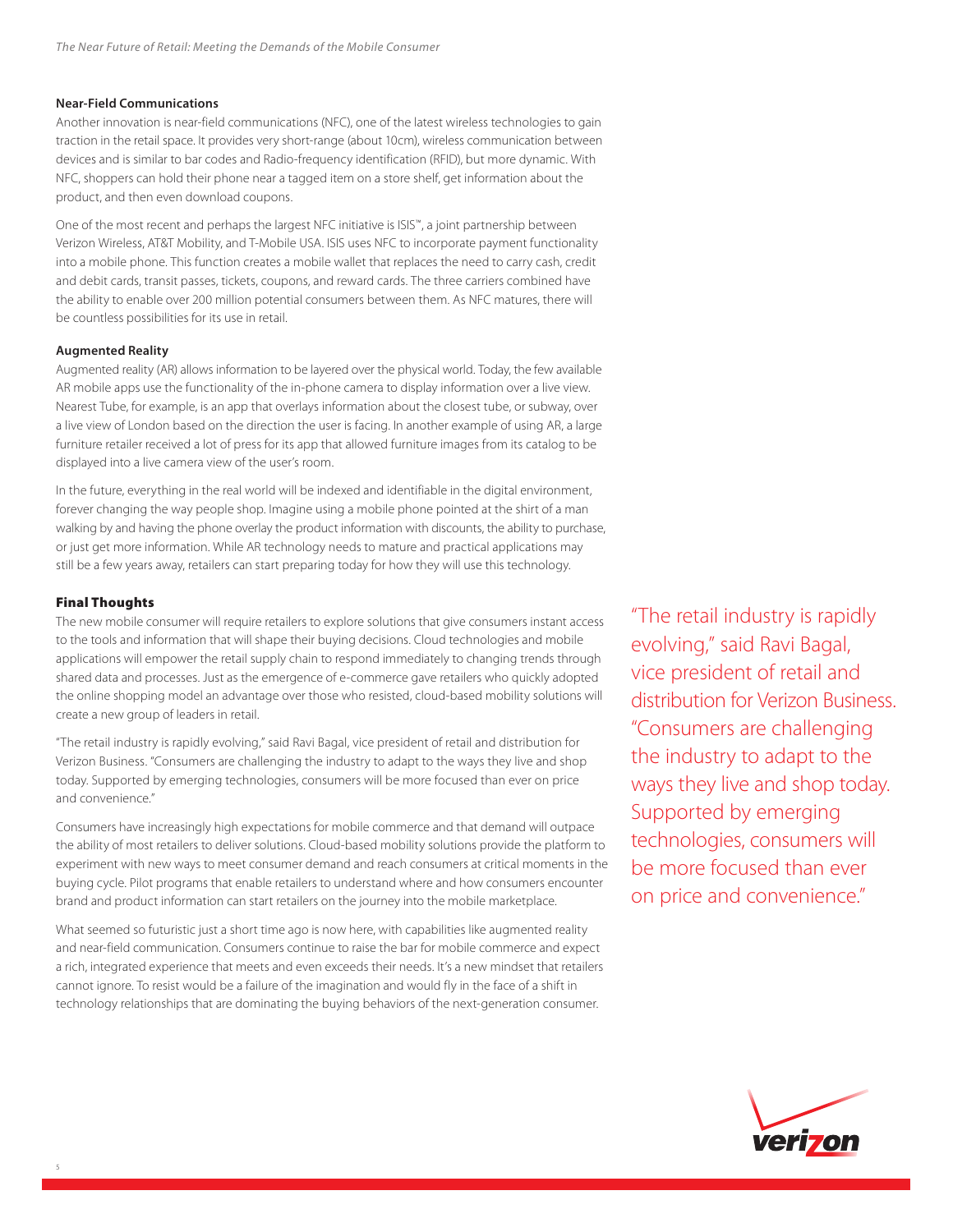### Near-Field Communications

Another innovation is near-field communications (NFC), one of the latest wireless technologies to gain traction in the retail space. It provides very short-range (about 10cm), wireless communication between devices and is similar to bar codes and Radio-frequency identification (RFID), but more dynamic. With NFC, shoppers can hold their phone near a tagged item on a store shelf, get information about the product, and then even download coupons.

One of the most recent and perhaps the largest NFC initiative is ISIS™, a joint partnership between Verizon Wireless, AT&T Mobility, and T-Mobile USA. ISIS uses NFC to incorporate payment functionality into a mobile phone. This function creates a mobile wallet that replaces the need to carry cash, credit and debit cards, transit passes, tickets, coupons, and reward cards. The three carriers combined have the ability to enable over 200 million potential consumers between them. As NFC matures, there will be countless possibilities for its use in retail.

### Augmented Reality

Augmented reality (AR) allows information to be layered over the physical world. Today, the few available AR mobile apps use the functionality of the in-phone camera to display information over a live view. Nearest Tube, for example, is an app that overlays information about the closest tube, or subway, over a live view of London based on the direction the user is facing. In another example of using AR, a large furniture retailer received a lot of press for its app that allowed furniture images from its catalog to be displayed into a live camera view of the user's room.

In the future, everything in the real world will be indexed and identifiable in the digital environment, forever changing the way people shop. Imagine using a mobile phone pointed at the shirt of a man walking by and having the phone overlay the product information with discounts, the ability to purchase, or just get more information. While AR technology needs to mature and practical applications may still be a few years away, retailers can start preparing today for how they will use this technology.

## Final Thoughts

The new mobile consumer will require retailers to explore solutions that give consumers instant access to the tools and information that will shape their buying decisions. Cloud technologies and mobile applications will empower the retail supply chain to respond immediately to changing trends through shared data and processes. Just as the emergence of e-commerce gave retailers who quickly adopted the online shopping model an advantage over those who resisted, cloud-based mobility solutions will create a new group of leaders in retail.

"The retail industry is rapidly evolving," said Ravi Bagal, vice president of retail and distribution for Verizon Business. "Consumers are challenging the industry to adapt to the ways they live and shop today. Supported by emerging technologies, consumers will be more focused than ever on price and convenience."

Consumers have increasingly high expectations for mobile commerce and that demand will outpace the ability of most retailers to deliver solutions. Cloud-based mobility solutions provide the platform to experiment with new ways to meet consumer demand and reach consumers at critical moments in the buying cycle. Pilot programs that enable retailers to understand where and how consumers encounter brand and product information can start retailers on the journey into the mobile marketplace.

What seemed so futuristic just a short time ago is now here, with capabilities like augmented reality and near-field communication. Consumers continue to raise the bar for mobile commerce and expect a rich, integrated experience that meets and even exceeds their needs. It's a new mindset that retailers cannot ignore. To resist would be a failure of the imagination and would fly in the face of a shift in technology relationships that are dominating the buying behaviors of the next-generation consumer.

> "The retail industry is rapidly evolving," said Ravi Bagal, vice president of retail and distribution for Verizon Business. "Consumers are challenging the industry to adapt to the ways they live and shop today. Supported by emerging technologies, consumers will be more focused than ever on price and convenience."

verizon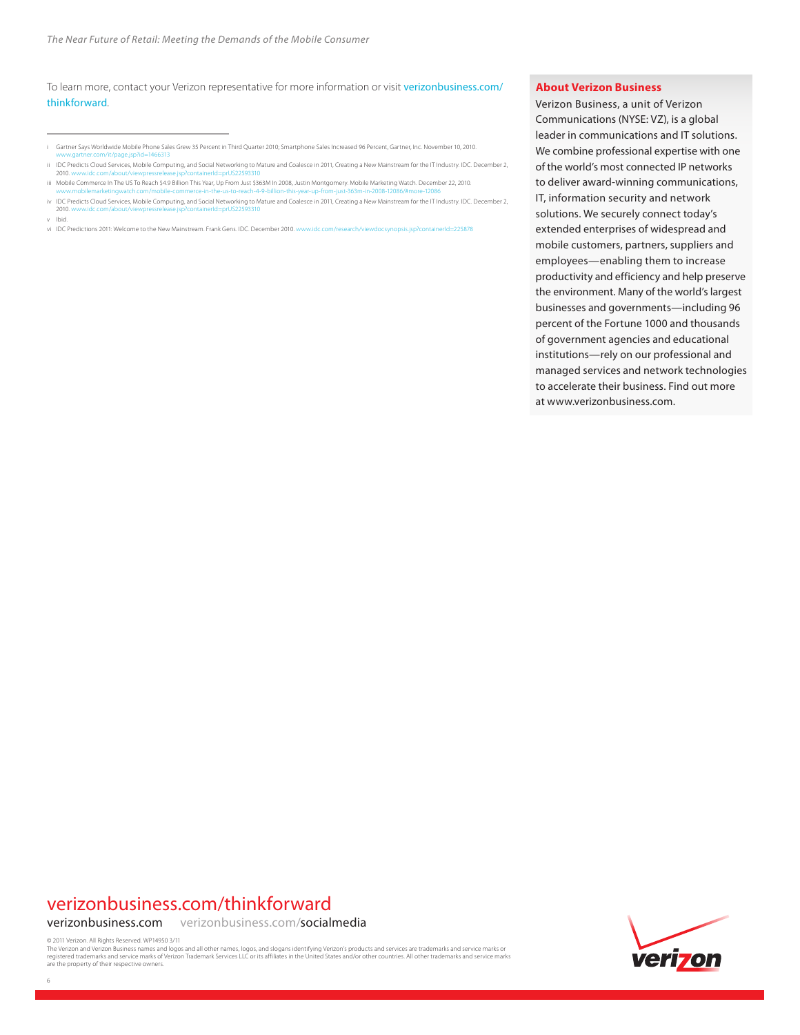To learn more, contact your Verizon representative for more information or visit verizonbusiness.com/thinkforward.

i Gartner Says Worldwide Mobile Phone Sales Grew 35 Percent in Third Quarter 2010; Smartphone Sales Increased 96 Percent, Gartner, Inc. November 10, 2010. www.gartner.com/it/page.jsp?id=1466313

ii IDC Predicts Cloud Services, Mobile Computing, and Social Networking to Mature and Coalesce in 2011, Creating a New Mainstream for the IT Industry. IDC. December 2, 2010. www.idc.com/about/viewpressrelease.jsp?containerId=prUS22593310

iii Mobile Commerce In The US To Reach $4.9 Billion This Year, Up From Just $363M In 2008, Justin Montgomery. Mobile Marketing Watch. December 22, 2010. www.mobilemarketingwatch.com/mobile-commerce-in-the-us-to-reach-4-9-billion-this-year-up-from-just-363m-in-2008-12086/#more-12086

iv IDC Predicts Cloud Services, Mobile Computing, and Social Networking to Mature and Coalesce in 2011, Creating a New Mainstream for the IT Industry. IDC. December 2, 2010. www.idc.com/about/viewpressrelease.jsp?containerId=prUS22593310

v Ibid.

vi IDC Predictions 2011: Welcome to the New Mainstream. Frank Gens. IDC. December 2010. www.idc.com/research/viewdocsynopsis.jsp?containerId=225878

## About Verizon Business

Verizon Business, a unit of Verizon Communications (NYSE: VZ), is a global leader in communications and IT solutions. We combine professional expertise with one of the world's most connected IP networks to deliver award-winning communications, IT, information security and network solutions. We securely connect today's extended enterprises of widespread and mobile customers, partners, suppliers and employees—enabling them to increase productivity and efficiency and help preserve the environment. Many of the world's largest businesses and governments—including 96 percent of the Fortune 1000 and thousands of government agencies and educational institutions—rely on our professional and managed services and network technologies to accelerate their business. Find out more at www.verizonbusiness.com.

## verizonbusiness.com/thinkforward

verizonbusiness.com    verizonbusiness.com/socialmedia

© 2011 Verizon. All Rights Reserved. WP14950 3/11
The Verizon and Verizon Business names and logos and all other names, logos, and slogans identifying Verizon's products and services are trademarks and service marks or registered trademarks and service marks of Verizon Trademark Services LLC or its affiliates in the United States and/or other countries. All other trademarks and service marks are the property of their respective owners.

verizon